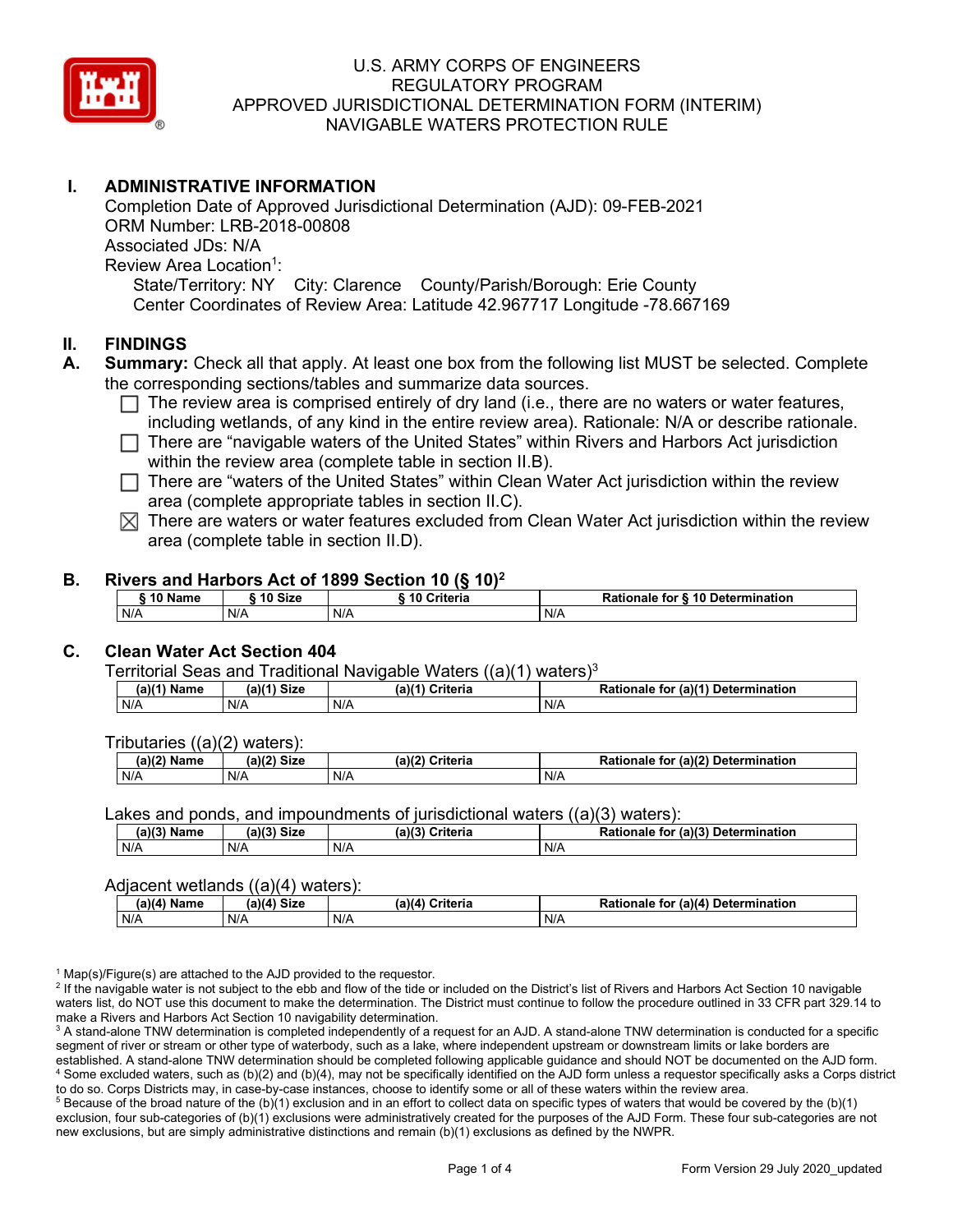# U.S. ARMY CORPS OF ENGINEERS
# REGULATORY PROGRAM
# APPROVED JURISDICTIONAL DETERMINATION FORM (INTERIM)
# NAVIGABLE WATERS PROTECTION RULE

## I. ADMINISTRATIVE INFORMATION

Completion Date of Approved Jurisdictional Determination (AJD): 09-FEB-2021
ORM Number: LRB-2018-00808
Associated JDs: N/A
Review Area Location[1]:
State/Territory: NY City: Clarence County/Parish/Borough: Erie County
Center Coordinates of Review Area: Latitude 42.967717 Longitude -78.667169

## II. FINDINGS

**A. Summary:** Check all that apply. At least one box from the following list MUST be selected. Complete the corresponding sections/tables and summarize data sources.

- ☐ The review area is comprised entirely of dry land (i.e., there are no waters or water features, including wetlands, of any kind in the entire review area). Rationale: N/A or describe rationale.
- ☐ There are "navigable waters of the United States" within Rivers and Harbors Act jurisdiction within the review area (complete table in section II.B).
- ☐ There are "waters of the United States" within Clean Water Act jurisdiction within the review area (complete appropriate tables in section II.C).
- ☒ There are waters or water features excluded from Clean Water Act jurisdiction within the review area (complete table in section II.D).

### B. Rivers and Harbors Act of 1899 Section 10 (§ 10)[2]

| § 10 Name | § 10 Size | § 10 Criteria | Rationale for § 10 Determination |
|---|---|---|---|
| N/A | N/A | N/A | N/A |

### C. Clean Water Act Section 404

Territorial Seas and Traditional Navigable Waters ((a)(1) waters)[3]

| (a)(1) Name | (a)(1) Size | (a)(1) Criteria | Rationale for (a)(1) Determination |
|---|---|---|---|
| N/A | N/A | N/A | N/A |

Tributaries ((a)(2) waters):

| (a)(2) Name | (a)(2) Size | (a)(2) Criteria | Rationale for (a)(2) Determination |
|---|---|---|---|
| N/A | N/A | N/A | N/A |

Lakes and ponds, and impoundments of jurisdictional waters ((a)(3) waters):

| (a)(3) Name | (a)(3) Size | (a)(3) Criteria | Rationale for (a)(3) Determination |
|---|---|---|---|
| N/A | N/A | N/A | N/A |

Adjacent wetlands ((a)(4) waters):

| (a)(4) Name | (a)(4) Size | (a)(4) Criteria | Rationale for (a)(4) Determination |
|---|---|---|---|
| N/A | N/A | N/A | N/A |

[1] Map(s)/Figure(s) are attached to the AJD provided to the requestor.
[2] If the navigable water is not subject to the ebb and flow of the tide or included on the District's list of Rivers and Harbors Act Section 10 navigable waters list, do NOT use this document to make the determination. The District must continue to follow the procedure outlined in 33 CFR part 329.14 to make a Rivers and Harbors Act Section 10 navigability determination.
[3] A stand-alone TNW determination is completed independently of a request for an AJD. A stand-alone TNW determination is conducted for a specific segment of river or stream or other type of waterbody, such as a lake, where independent upstream or downstream limits or lake borders are established. A stand-alone TNW determination should be completed following applicable guidance and should NOT be documented on the AJD form.
[4] Some excluded waters, such as (b)(2) and (b)(4), may not be specifically identified on the AJD form unless a requestor specifically asks a Corps district to do so. Corps Districts may, in case-by-case instances, choose to identify some or all of these waters within the review area.
[5] Because of the broad nature of the (b)(1) exclusion and in an effort to collect data on specific types of waters that would be covered by the (b)(1) exclusion, four sub-categories of (b)(1) exclusions were administratively created for the purposes of the AJD Form. These four sub-categories are not new exclusions, but are simply administrative distinctions and remain (b)(1) exclusions as defined by the NWPR.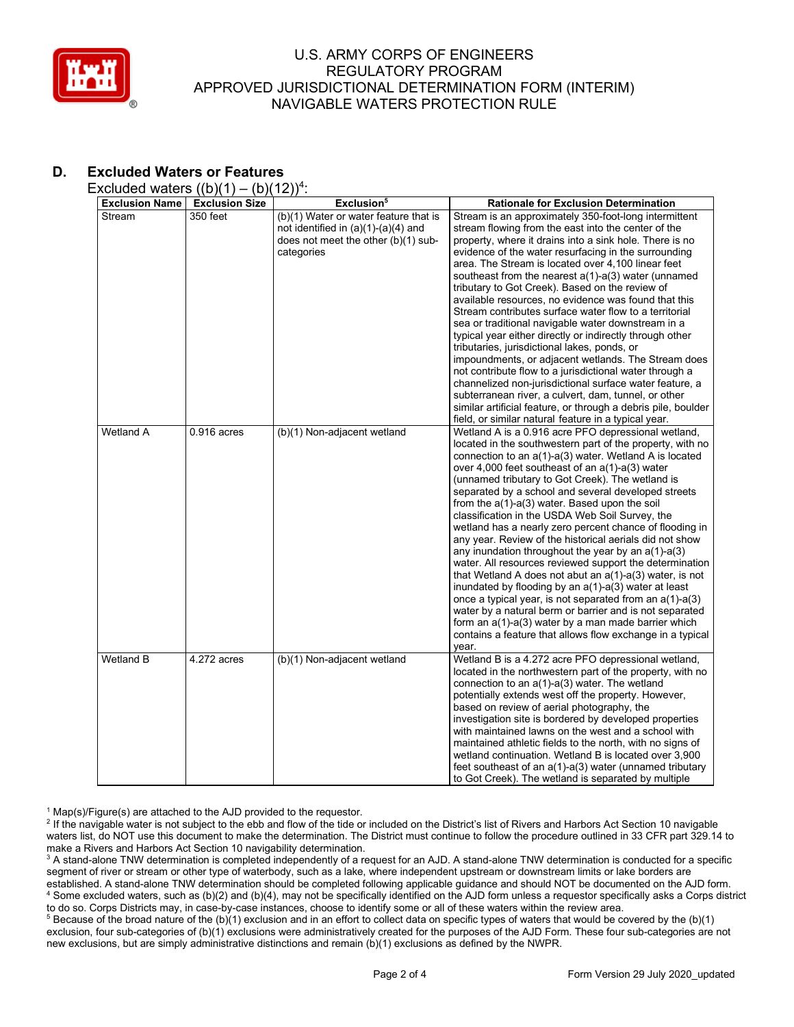## D. Excluded Waters or Features

Excluded waters ((b)(1) – (b)(12))[4]:

| Exclusion Name | Exclusion Size | Exclusion[5] | Rationale for Exclusion Determination |
|---|---|---|---|
| Stream | 350 feet | (b)(1) Water or water feature that is not identified in (a)(1)-(a)(4) and does not meet the other (b)(1) sub-categories | Stream is an approximately 350-foot-long intermittent stream flowing from the east into the center of the property, where it drains into a sink hole. There is no evidence of the water resurfacing in the surrounding area. The Stream is located over 4,100 linear feet southeast from the nearest a(1)-a(3) water (unnamed tributary to Got Creek). Based on the review of available resources, no evidence was found that this Stream contributes surface water flow to a territorial sea or traditional navigable water downstream in a typical year either directly or indirectly through other tributaries, jurisdictional lakes, ponds, or impoundments, or adjacent wetlands. The Stream does not contribute flow to a jurisdictional water through a channelized non-jurisdictional surface water feature, a subterranean river, a culvert, dam, tunnel, or other similar artificial feature, or through a debris pile, boulder field, or similar natural feature in a typical year. |
| Wetland A | 0.916 acres | (b)(1) Non-adjacent wetland | Wetland A is a 0.916 acre PFO depressional wetland, located in the southwestern part of the property, with no connection to an a(1)-a(3) water. Wetland A is located over 4,000 feet southeast of an a(1)-a(3) water (unnamed tributary to Got Creek). The wetland is separated by a school and several developed streets from the a(1)-a(3) water. Based upon the soil classification in the USDA Web Soil Survey, the wetland has a nearly zero percent chance of flooding in any year. Review of the historical aerials did not show any inundation throughout the year by an a(1)-a(3) water. All resources reviewed support the determination that Wetland A does not abut an a(1)-a(3) water, is not inundated by flooding by an a(1)-a(3) water at least once a typical year, is not separated from an a(1)-a(3) water by a natural berm or barrier and is not separated form an a(1)-a(3) water by a man made barrier which contains a feature that allows flow exchange in a typical year. |
| Wetland B | 4.272 acres | (b)(1) Non-adjacent wetland | Wetland B is a 4.272 acre PFO depressional wetland, located in the northwestern part of the property, with no connection to an a(1)-a(3) water. The wetland potentially extends west off the property. However, based on review of aerial photography, the investigation site is bordered by developed properties with maintained lawns on the west and a school with maintained athletic fields to the north, with no signs of wetland continuation. Wetland B is located over 3,900 feet southeast of an a(1)-a(3) water (unnamed tributary to Got Creek). The wetland is separated by multiple |

[1] Map(s)/Figure(s) are attached to the AJD provided to the requestor.

[2] If the navigable water is not subject to the ebb and flow of the tide or included on the District's list of Rivers and Harbors Act Section 10 navigable waters list, do NOT use this document to make the determination. The District must continue to follow the procedure outlined in 33 CFR part 329.14 to make a Rivers and Harbors Act Section 10 navigability determination.

[3] A stand-alone TNW determination is completed independently of a request for an AJD. A stand-alone TNW determination is conducted for a specific segment of river or stream or other type of waterbody, such as a lake, where independent upstream or downstream limits or lake borders are established. A stand-alone TNW determination should be completed following applicable guidance and should NOT be documented on the AJD form.

[4] Some excluded waters, such as (b)(2) and (b)(4), may not be specifically identified on the AJD form unless a requestor specifically asks a Corps district to do so. Corps Districts may, in case-by-case instances, choose to identify some or all of these waters within the review area.

[5] Because of the broad nature of the (b)(1) exclusion and in an effort to collect data on specific types of waters that would be covered by the (b)(1) exclusion, four sub-categories of (b)(1) exclusions were administratively created for the purposes of the AJD Form. These four sub-categories are not new exclusions, but are simply administrative distinctions and remain (b)(1) exclusions as defined by the NWPR.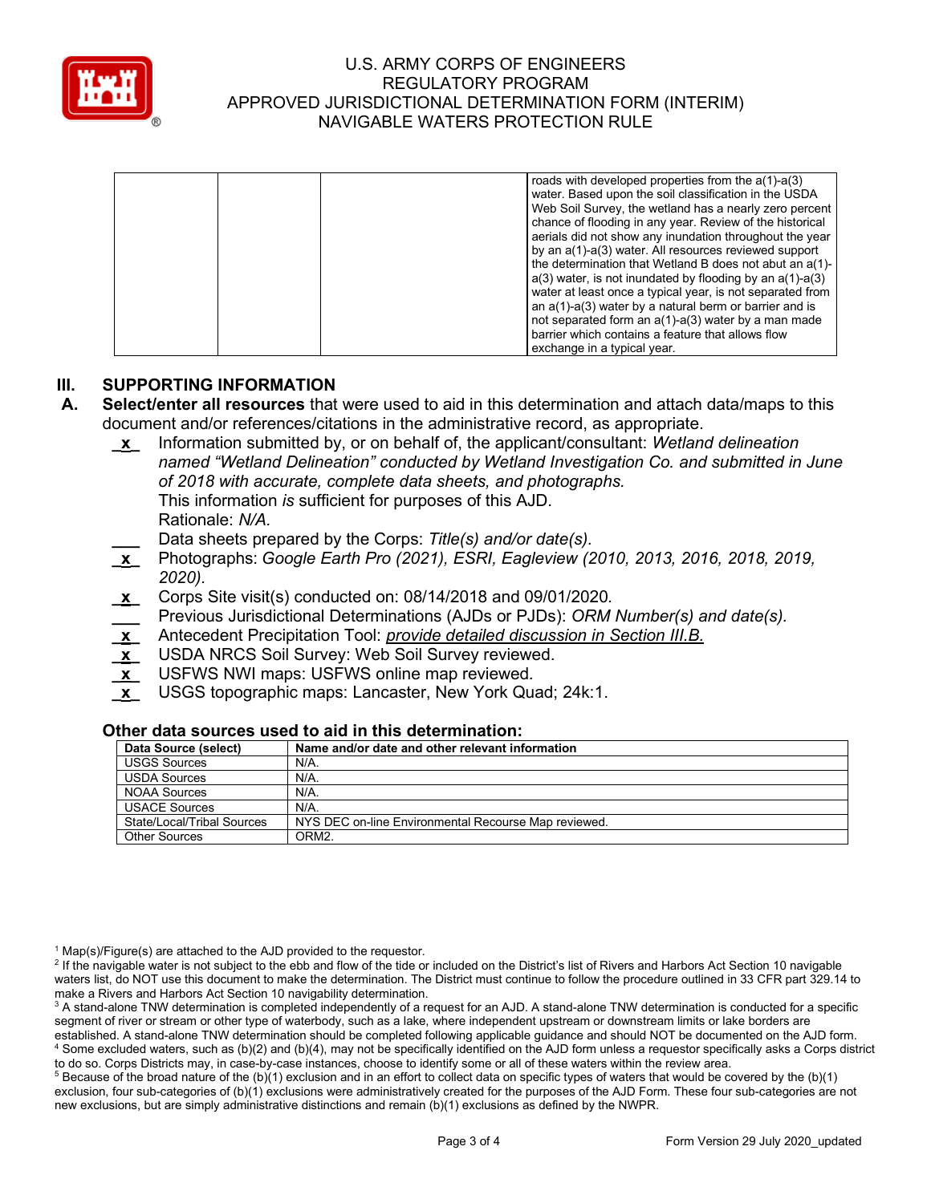| | | | roads with developed properties from the a(1)-a(3) water. Based upon the soil classification in the USDA Web Soil Survey, the wetland has a nearly zero percent chance of flooding in any year. Review of the historical aerials did not show any inundation throughout the year by an a(1)-a(3) water. All resources reviewed support the determination that Wetland B does not abut an a(1)-a(3) water, is not inundated by flooding by an a(1)-a(3) water at least once a typical year, is not separated from an a(1)-a(3) water by a natural berm or barrier and is not separated form an a(1)-a(3) water by a man made barrier which contains a feature that allows flow exchange in a typical year. |
|---|---|---|---|

## III. SUPPORTING INFORMATION

**A. Select/enter all resources** that were used to aid in this determination and attach data/maps to this document and/or references/citations in the administrative record, as appropriate.

_x_ Information submitted by, or on behalf of, the applicant/consultant: *Wetland delineation named "Wetland Delineation" conducted by Wetland Investigation Co. and submitted in June of 2018 with accurate, complete data sheets, and photographs.*
This information *is* sufficient for purposes of this AJD.
Rationale: *N/A.*

___ Data sheets prepared by the Corps: *Title(s) and/or date(s).*

_x_ Photographs: *Google Earth Pro (2021), ESRI, Eagleview (2010, 2013, 2016, 2018, 2019, 2020).*

_x_ Corps Site visit(s) conducted on: 08/14/2018 and 09/01/2020.

___ Previous Jurisdictional Determinations (AJDs or PJDs): *ORM Number(s) and date(s).*

_x_ Antecedent Precipitation Tool: *provide detailed discussion in Section III.B.*

_x_ USDA NRCS Soil Survey: Web Soil Survey reviewed.

_x_ USFWS NWI maps: USFWS online map reviewed.

_x_ USGS topographic maps: Lancaster, New York Quad; 24k:1.

### Other data sources used to aid in this determination:

| Data Source (select) | Name and/or date and other relevant information |
|---|---|
| USGS Sources | N/A. |
| USDA Sources | N/A. |
| NOAA Sources | N/A. |
| USACE Sources | N/A. |
| State/Local/Tribal Sources | NYS DEC on-line Environmental Recourse Map reviewed. |
| Other Sources | ORM2. |

[1] Map(s)/Figure(s) are attached to the AJD provided to the requestor.
[2] If the navigable water is not subject to the ebb and flow of the tide or included on the District's list of Rivers and Harbors Act Section 10 navigable waters list, do NOT use this document to make the determination. The District must continue to follow the procedure outlined in 33 CFR part 329.14 to make a Rivers and Harbors Act Section 10 navigability determination.
[3] A stand-alone TNW determination is completed independently of a request for an AJD. A stand-alone TNW determination is conducted for a specific segment of river or stream or other type of waterbody, such as a lake, where independent upstream or downstream limits or lake borders are established. A stand-alone TNW determination should be completed following applicable guidance and should NOT be documented on the AJD form.
[4] Some excluded waters, such as (b)(2) and (b)(4), may not be specifically identified on the AJD form unless a requestor specifically asks a Corps district to do so. Corps Districts may, in case-by-case instances, choose to identify some or all of these waters within the review area.
[5] Because of the broad nature of the (b)(1) exclusion and in an effort to collect data on specific types of waters that would be covered by the (b)(1) exclusion, four sub-categories of (b)(1) exclusions were administratively created for the purposes of the AJD Form. These four sub-categories are not new exclusions, but are simply administrative distinctions and remain (b)(1) exclusions as defined by the NWPR.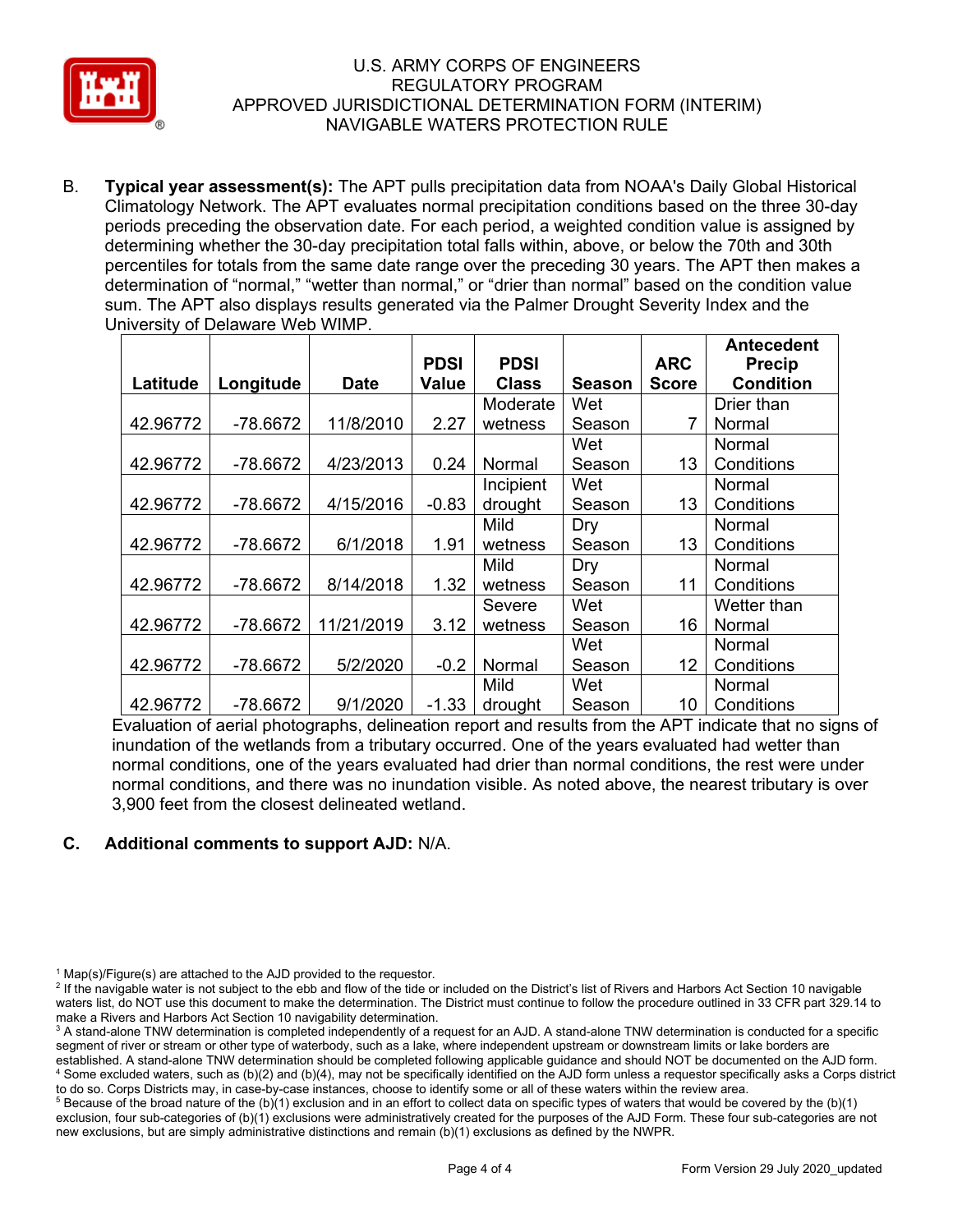B. **Typical year assessment(s):** The APT pulls precipitation data from NOAA's Daily Global Historical Climatology Network. The APT evaluates normal precipitation conditions based on the three 30-day periods preceding the observation date. For each period, a weighted condition value is assigned by determining whether the 30-day precipitation total falls within, above, or below the 70th and 30th percentiles for totals from the same date range over the preceding 30 years. The APT then makes a determination of "normal," "wetter than normal," or "drier than normal" based on the condition value sum. The APT also displays results generated via the Palmer Drought Severity Index and the University of Delaware Web WIMP.

| Latitude | Longitude | Date | PDSI Value | PDSI Class | Season | ARC Score | Antecedent Precip Condition |
|---|---|---|---|---|---|---|---|
| 42.96772 | -78.6672 | 11/8/2010 | 2.27 | Moderate wetness | Wet Season | 7 | Drier than Normal |
| 42.96772 | -78.6672 | 4/23/2013 | 0.24 | Normal | Wet Season | 13 | Normal Conditions |
| 42.96772 | -78.6672 | 4/15/2016 | -0.83 | Incipient drought | Wet Season | 13 | Normal Conditions |
| 42.96772 | -78.6672 | 6/1/2018 | 1.91 | Mild wetness | Dry Season | 13 | Normal Conditions |
| 42.96772 | -78.6672 | 8/14/2018 | 1.32 | Mild wetness | Dry Season | 11 | Normal Conditions |
| 42.96772 | -78.6672 | 11/21/2019 | 3.12 | Severe wetness | Wet Season | 16 | Wetter than Normal |
| 42.96772 | -78.6672 | 5/2/2020 | -0.2 | Normal | Wet Season | 12 | Normal Conditions |
| 42.96772 | -78.6672 | 9/1/2020 | -1.33 | Mild drought | Wet Season | 10 | Normal Conditions |

Evaluation of aerial photographs, delineation report and results from the APT indicate that no signs of inundation of the wetlands from a tributary occurred. One of the years evaluated had wetter than normal conditions, one of the years evaluated had drier than normal conditions, the rest were under normal conditions, and there was no inundation visible. As noted above, the nearest tributary is over 3,900 feet from the closest delineated wetland.

C. **Additional comments to support AJD:** N/A.

[1] Map(s)/Figure(s) are attached to the AJD provided to the requestor.
[2] If the navigable water is not subject to the ebb and flow of the tide or included on the District's list of Rivers and Harbors Act Section 10 navigable waters list, do NOT use this document to make the determination. The District must continue to follow the procedure outlined in 33 CFR part 329.14 to make a Rivers and Harbors Act Section 10 navigability determination.
[3] A stand-alone TNW determination is completed independently of a request for an AJD. A stand-alone TNW determination is conducted for a specific segment of river or stream or other type of waterbody, such as a lake, where independent upstream or downstream limits or lake borders are established. A stand-alone TNW determination should be completed following applicable guidance and should NOT be documented on the AJD form.
[4] Some excluded waters, such as (b)(2) and (b)(4), may not be specifically identified on the AJD form unless a requestor specifically asks a Corps district to do so. Corps Districts may, in case-by-case instances, choose to identify some or all of these waters within the review area.
[5] Because of the broad nature of the (b)(1) exclusion and in an effort to collect data on specific types of waters that would be covered by the (b)(1) exclusion, four sub-categories of (b)(1) exclusions were administratively created for the purposes of the AJD Form. These four sub-categories are not new exclusions, but are simply administrative distinctions and remain (b)(1) exclusions as defined by the NWPR.